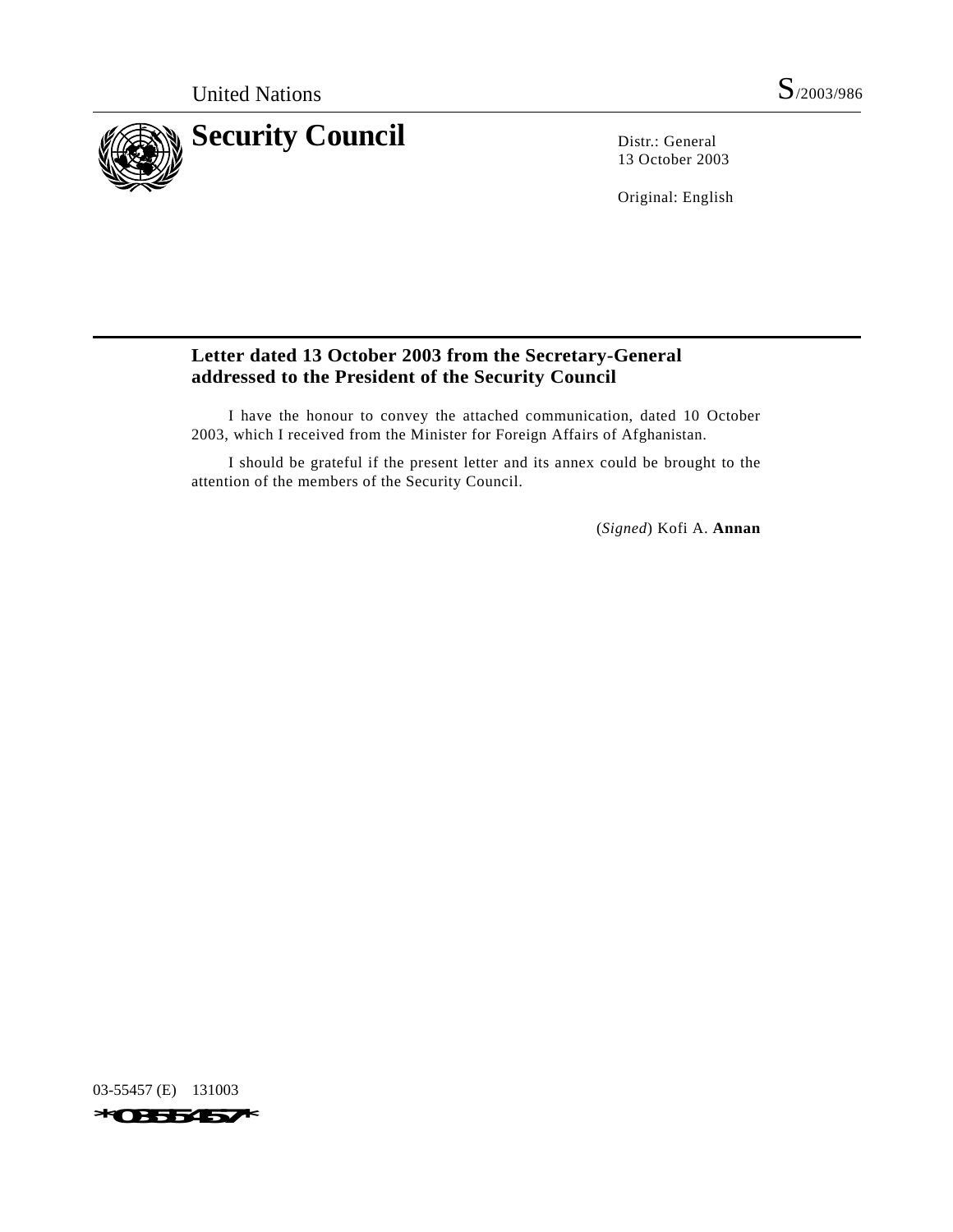United Nations

S/2003/986

# Security Council

Distr.: General
13 October 2003

Original: English

## Letter dated 13 October 2003 from the Secretary-General addressed to the President of the Security Council

I have the honour to convey the attached communication, dated 10 October 2003, which I received from the Minister for Foreign Affairs of Afghanistan.

I should be grateful if the present letter and its annex could be brought to the attention of the members of the Security Council.

(*Signed*) Kofi A. **Annan**

03-55457 (E) 131003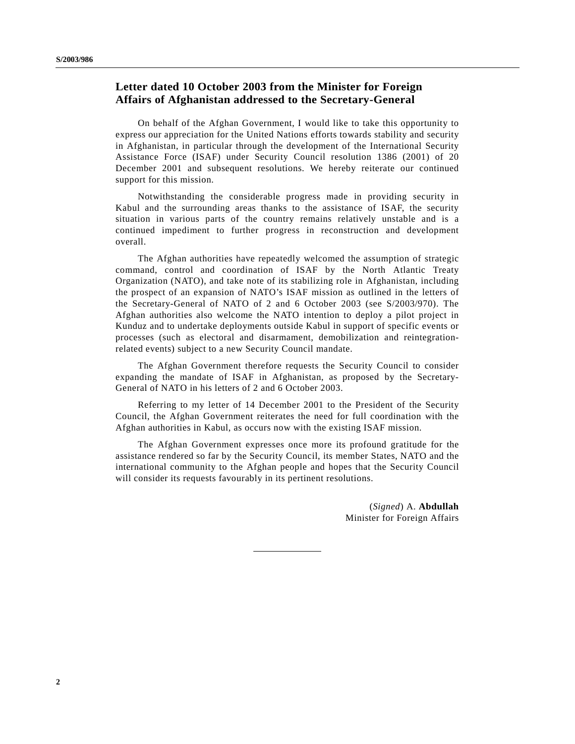## Letter dated 10 October 2003 from the Minister for Foreign Affairs of Afghanistan addressed to the Secretary-General

On behalf of the Afghan Government, I would like to take this opportunity to express our appreciation for the United Nations efforts towards stability and security in Afghanistan, in particular through the development of the International Security Assistance Force (ISAF) under Security Council resolution 1386 (2001) of 20 December 2001 and subsequent resolutions. We hereby reiterate our continued support for this mission.

Notwithstanding the considerable progress made in providing security in Kabul and the surrounding areas thanks to the assistance of ISAF, the security situation in various parts of the country remains relatively unstable and is a continued impediment to further progress in reconstruction and development overall.

The Afghan authorities have repeatedly welcomed the assumption of strategic command, control and coordination of ISAF by the North Atlantic Treaty Organization (NATO), and take note of its stabilizing role in Afghanistan, including the prospect of an expansion of NATO's ISAF mission as outlined in the letters of the Secretary-General of NATO of 2 and 6 October 2003 (see S/2003/970). The Afghan authorities also welcome the NATO intention to deploy a pilot project in Kunduz and to undertake deployments outside Kabul in support of specific events or processes (such as electoral and disarmament, demobilization and reintegration-related events) subject to a new Security Council mandate.

The Afghan Government therefore requests the Security Council to consider expanding the mandate of ISAF in Afghanistan, as proposed by the Secretary-General of NATO in his letters of 2 and 6 October 2003.

Referring to my letter of 14 December 2001 to the President of the Security Council, the Afghan Government reiterates the need for full coordination with the Afghan authorities in Kabul, as occurs now with the existing ISAF mission.

The Afghan Government expresses once more its profound gratitude for the assistance rendered so far by the Security Council, its member States, NATO and the international community to the Afghan people and hopes that the Security Council will consider its requests favourably in its pertinent resolutions.

(*Signed*) A. **Abdullah**
Minister for Foreign Affairs